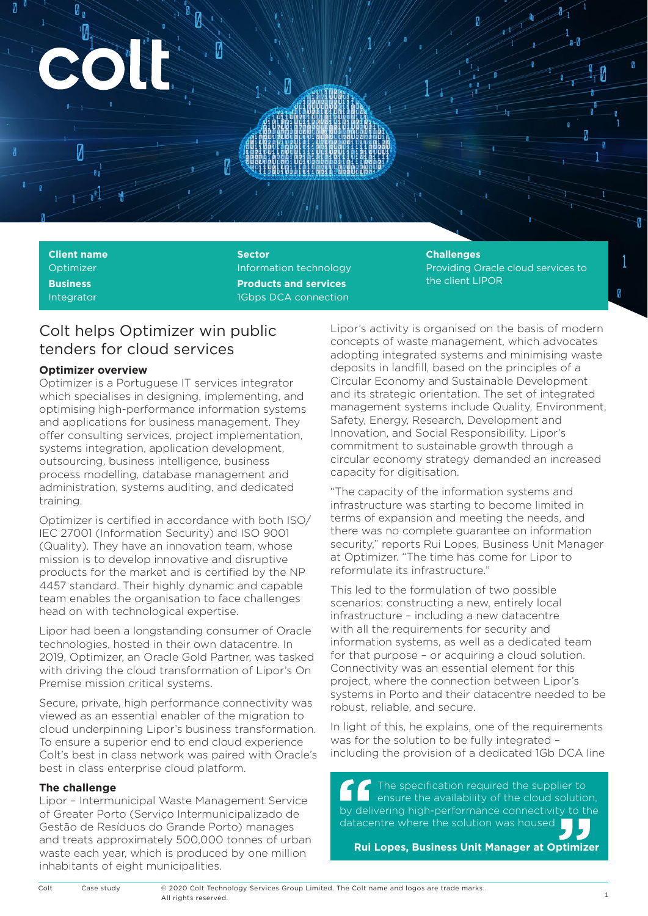| **Client name** | **Sector** | **Challenges** |
|---|---|---|
| Optimizer | Information technology | Providing Oracle cloud services to the client LIPOR |
| **Business** | **Products and services** | |
| Integrator | 1Gbps DCA connection | |

# Colt helps Optimizer win public tenders for cloud services

### Optimizer overview

Optimizer is a Portuguese IT services integrator which specialises in designing, implementing, and optimising high-performance information systems and applications for business management. They offer consulting services, project implementation, systems integration, application development, outsourcing, business intelligence, business process modelling, database management and administration, systems auditing, and dedicated training.

Optimizer is certified in accordance with both ISO/IEC 27001 (Information Security) and ISO 9001 (Quality). They have an innovation team, whose mission is to develop innovative and disruptive products for the market and is certified by the NP 4457 standard. Their highly dynamic and capable team enables the organisation to face challenges head on with technological expertise.

Lipor had been a longstanding consumer of Oracle technologies, hosted in their own datacentre. In 2019, Optimizer, an Oracle Gold Partner, was tasked with driving the cloud transformation of Lipor's On Premise mission critical systems.

Secure, private, high performance connectivity was viewed as an essential enabler of the migration to cloud underpinning Lipor's business transformation. To ensure a superior end to end cloud experience Colt's best in class network was paired with Oracle's best in class enterprise cloud platform.

### The challenge

Lipor – Intermunicipal Waste Management Service of Greater Porto (Serviço Intermunicipalizado de Gestão de Resíduos do Grande Porto) manages and treats approximately 500,000 tonnes of urban waste each year, which is produced by one million inhabitants of eight municipalities.

Lipor's activity is organised on the basis of modern concepts of waste management, which advocates adopting integrated systems and minimising waste deposits in landfill, based on the principles of a Circular Economy and Sustainable Development and its strategic orientation. The set of integrated management systems include Quality, Environment, Safety, Energy, Research, Development and Innovation, and Social Responsibility. Lipor's commitment to sustainable growth through a circular economy strategy demanded an increased capacity for digitisation.

"The capacity of the information systems and infrastructure was starting to become limited in terms of expansion and meeting the needs, and there was no complete guarantee on information security," reports Rui Lopes, Business Unit Manager at Optimizer. "The time has come for Lipor to reformulate its infrastructure."

This led to the formulation of two possible scenarios: constructing a new, entirely local infrastructure – including a new datacentre with all the requirements for security and information systems, as well as a dedicated team for that purpose – or acquiring a cloud solution. Connectivity was an essential element for this project, where the connection between Lipor's systems in Porto and their datacentre needed to be robust, reliable, and secure.

In light of this, he explains, one of the requirements was for the solution to be fully integrated – including the provision of a dedicated 1Gb DCA line

> "The specification required the supplier to ensure the availability of the cloud solution, by delivering high-performance connectivity to the datacentre where the solution was housed"
>
> **Rui Lopes, Business Unit Manager at Optimizer**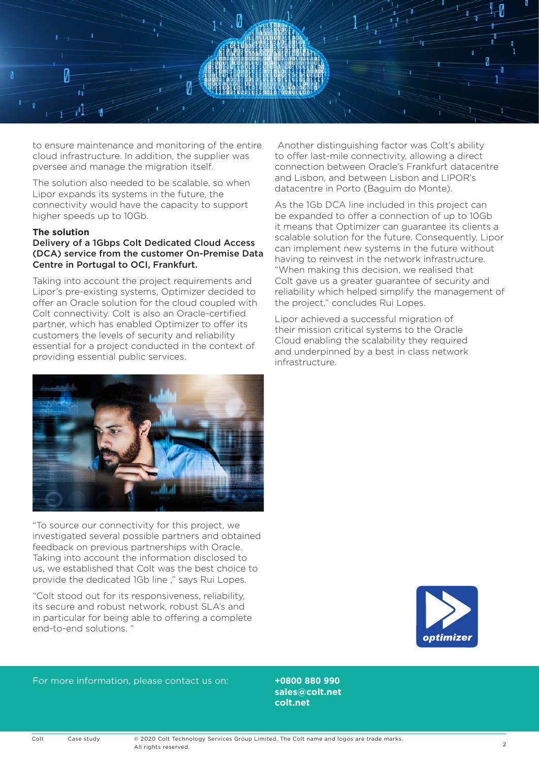to ensure maintenance and monitoring of the entire cloud infrastructure. In addition, the supplier was pversee and manage the migration itself.

The solution also needed to be scalable, so when Lipor expands its systems in the future, the connectivity would have the capacity to support higher speeds up to 10Gb.

**The solution**

**Delivery of a 1Gbps Colt Dedicated Cloud Access (DCA) service from the customer On-Premise Data Centre in Portugal to OCI, Frankfurt.**

Taking into account the project requirements and Lipor's pre-existing systems, Optimizer decided to offer an Oracle solution for the cloud coupled with Colt connectivity. Colt is also an Oracle-certified partner, which has enabled Optimizer to offer its customers the levels of security and reliability essential for a project conducted in the context of providing essential public services.

"To source our connectivity for this project, we investigated several possible partners and obtained feedback on previous partnerships with Oracle. Taking into account the information disclosed to us, we established that Colt was the best choice to provide the dedicated 1Gb line ," says Rui Lopes.

"Colt stood out for its responsiveness, reliability, its secure and robust network, robust SLA's and in particular for being able to offering a complete end-to-end solutions. "

Another distinguishing factor was Colt's ability to offer last-mile connectivity, allowing a direct connection between Oracle's Frankfurt datacentre and Lisbon, and between Lisbon and LIPOR's datacentre in Porto (Baguim do Monte).

As the 1Gb DCA line included in this project can be expanded to offer a connection of up to 10Gb it means that Optimizer can guarantee its clients a scalable solution for the future. Consequently, Lipor can implement new systems in the future without having to reinvest in the network infrastructure. "When making this decision, we realised that Colt gave us a greater guarantee of security and reliability which helped simplify the management of the project," concludes Rui Lopes.

Lipor achieved a successful migration of their mission critical systems to the Oracle Cloud enabling the scalability they required and underpinned by a best in class network infrastructure.

optimizer

For more information, please contact us on:

**+0800 880 990**
**sales@colt.net**
**colt.net**

Colt Case study © 2020 Colt Technology Services Group Limited. The Colt name and logos are trade marks. All rights reserved.